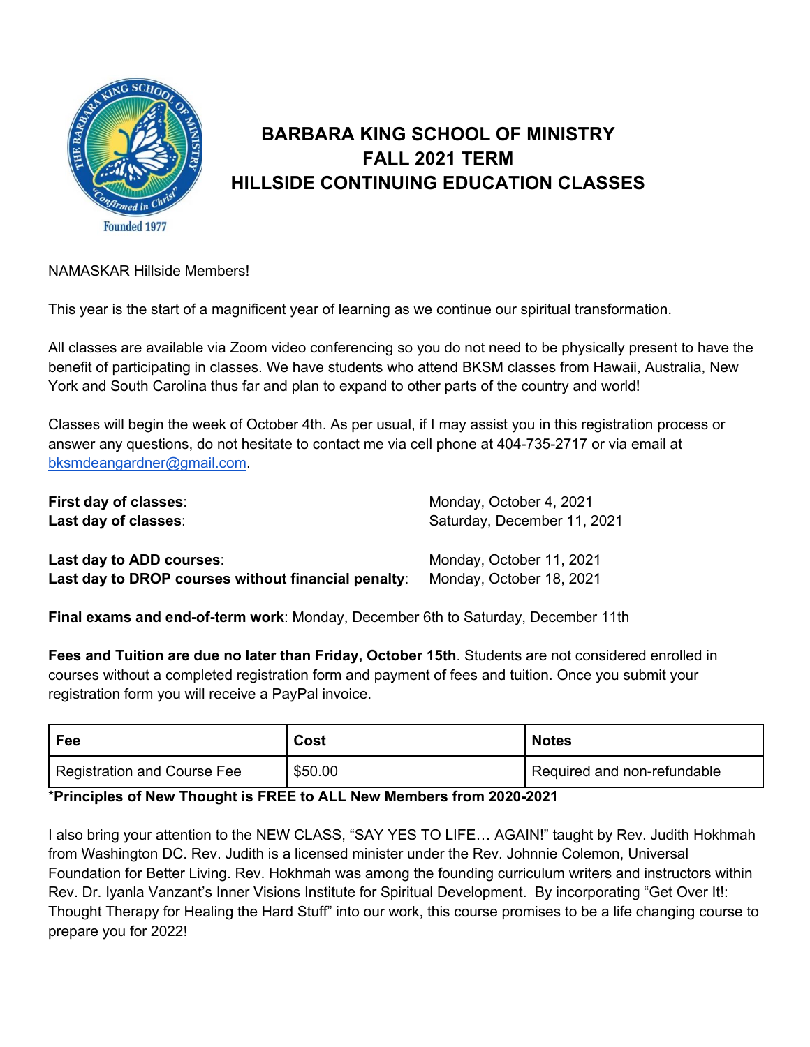# BARBARA KING SCHOOL OF MINISTRY
# FALL 2021 TERM
# HILLSIDE CONTINUING EDUCATION CLASSES

NAMASKAR Hillside Members!

This year is the start of a magnificent year of learning as we continue our spiritual transformation.

All classes are available via Zoom video conferencing so you do not need to be physically present to have the benefit of participating in classes. We have students who attend BKSM classes from Hawaii, Australia, New York and South Carolina thus far and plan to expand to other parts of the country and world!

Classes will begin the week of October 4th. As per usual, if I may assist you in this registration process or answer any questions, do not hesitate to contact me via cell phone at 404-735-2717 or via email at bksmdeangardner@gmail.com.

**First day of classes**: Monday, October 4, 2021
**Last day of classes**: Saturday, December 11, 2021

**Last day to ADD courses**: Monday, October 11, 2021
**Last day to DROP courses without financial penalty**: Monday, October 18, 2021

**Final exams and end-of-term work**: Monday, December 6th to Saturday, December 11th

**Fees and Tuition are due no later than Friday, October 15th**. Students are not considered enrolled in courses without a completed registration form and payment of fees and tuition. Once you submit your registration form you will receive a PayPal invoice.

| Fee | Cost | Notes |
|---|---|---|
| Registration and Course Fee | $50.00 | Required and non-refundable |

\***Principles of New Thought is FREE to ALL New Members from 2020-2021**

I also bring your attention to the NEW CLASS, "SAY YES TO LIFE… AGAIN!" taught by Rev. Judith Hokhmah from Washington DC. Rev. Judith is a licensed minister under the Rev. Johnnie Colemon, Universal Foundation for Better Living. Rev. Hokhmah was among the founding curriculum writers and instructors within Rev. Dr. Iyanla Vanzant's Inner Visions Institute for Spiritual Development. By incorporating "Get Over It!: Thought Therapy for Healing the Hard Stuff" into our work, this course promises to be a life changing course to prepare you for 2022!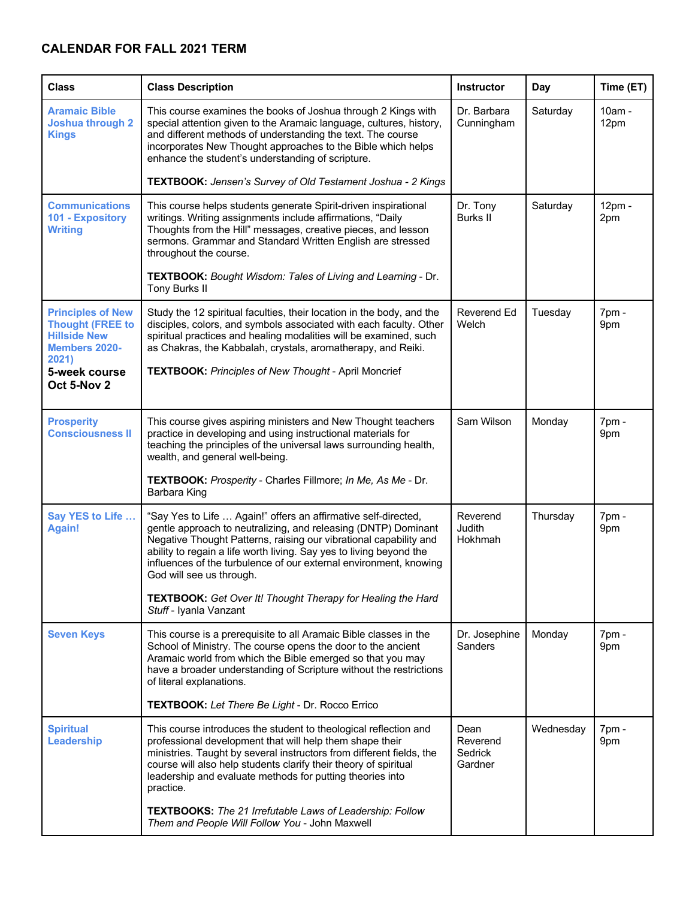## CALENDAR FOR FALL 2021 TERM

| Class | Class Description | Instructor | Day | Time (ET) |
|---|---|---|---|---|
| **Aramaic Bible Joshua through 2 Kings** | This course examines the books of Joshua through 2 Kings with special attention given to the Aramaic language, cultures, history, and different methods of understanding the text. The course incorporates New Thought approaches to the Bible which helps enhance the student's understanding of scripture.<br><br>**TEXTBOOK:** *Jensen's Survey of Old Testament Joshua - 2 Kings* | Dr. Barbara Cunningham | Saturday | 10am - 12pm |
| **Communications 101 - Expository Writing** | This course helps students generate Spirit-driven inspirational writings. Writing assignments include affirmations, "Daily Thoughts from the Hill" messages, creative pieces, and lesson sermons. Grammar and Standard Written English are stressed throughout the course.<br><br>**TEXTBOOK:** *Bought Wisdom: Tales of Living and Learning* - Dr. Tony Burks II | Dr. Tony Burks II | Saturday | 12pm - 2pm |
| **Principles of New Thought (FREE to Hillside New Members 2020-2021)**<br>**5-week course Oct 5-Nov 2** | Study the 12 spiritual faculties, their location in the body, and the disciples, colors, and symbols associated with each faculty. Other spiritual practices and healing modalities will be examined, such as Chakras, the Kabbalah, crystals, aromatherapy, and Reiki.<br><br>**TEXTBOOK:** *Principles of New Thought* - April Moncrief | Reverend Ed Welch | Tuesday | 7pm - 9pm |
| **Prosperity Consciousness II** | This course gives aspiring ministers and New Thought teachers practice in developing and using instructional materials for teaching the principles of the universal laws surrounding health, wealth, and general well-being.<br><br>**TEXTBOOK:** *Prosperity* - Charles Fillmore; *In Me, As Me* - Dr. Barbara King | Sam Wilson | Monday | 7pm - 9pm |
| **Say YES to Life … Again!** | "Say Yes to Life … Again!" offers an affirmative self-directed, gentle approach to neutralizing, and releasing (DNTP) Dominant Negative Thought Patterns, raising our vibrational capability and ability to regain a life worth living. Say yes to living beyond the influences of the turbulence of our external environment, knowing God will see us through.<br><br>**TEXTBOOK:** *Get Over It! Thought Therapy for Healing the Hard Stuff* - Iyanla Vanzant | Reverend Judith Hokhmah | Thursday | 7pm - 9pm |
| **Seven Keys** | This course is a prerequisite to all Aramaic Bible classes in the School of Ministry. The course opens the door to the ancient Aramaic world from which the Bible emerged so that you may have a broader understanding of Scripture without the restrictions of literal explanations.<br><br>**TEXTBOOK:** *Let There Be Light* - Dr. Rocco Errico | Dr. Josephine Sanders | Monday | 7pm - 9pm |
| **Spiritual Leadership** | This course introduces the student to theological reflection and professional development that will help them shape their ministries. Taught by several instructors from different fields, the course will also help students clarify their theory of spiritual leadership and evaluate methods for putting theories into practice.<br><br>**TEXTBOOKS:** *The 21 Irrefutable Laws of Leadership: Follow Them and People Will Follow You* - John Maxwell | Dean Reverend Sedrick Gardner | Wednesday | 7pm - 9pm |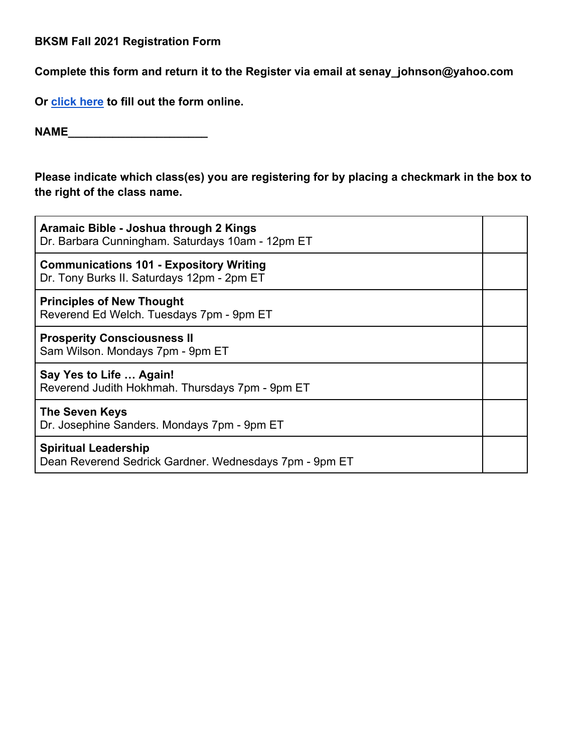**BKSM Fall 2021 Registration Form**

**Complete this form and return it to the Register via email at senay_johnson@yahoo.com**

**Or click here to fill out the form online.**

**NAME______________________**

**Please indicate which class(es) you are registering for by placing a checkmark in the box to the right of the class name.**

| | |
|---|---|
| **Aramaic Bible - Joshua through 2 Kings**<br>Dr. Barbara Cunningham. Saturdays 10am - 12pm ET | |
| **Communications 101 - Expository Writing**<br>Dr. Tony Burks II. Saturdays 12pm - 2pm ET | |
| **Principles of New Thought**<br>Reverend Ed Welch. Tuesdays 7pm - 9pm ET | |
| **Prosperity Consciousness II**<br>Sam Wilson. Mondays 7pm - 9pm ET | |
| **Say Yes to Life … Again!**<br>Reverend Judith Hokhmah. Thursdays 7pm - 9pm ET | |
| **The Seven Keys**<br>Dr. Josephine Sanders. Mondays 7pm - 9pm ET | |
| **Spiritual Leadership**<br>Dean Reverend Sedrick Gardner. Wednesdays 7pm - 9pm ET | |